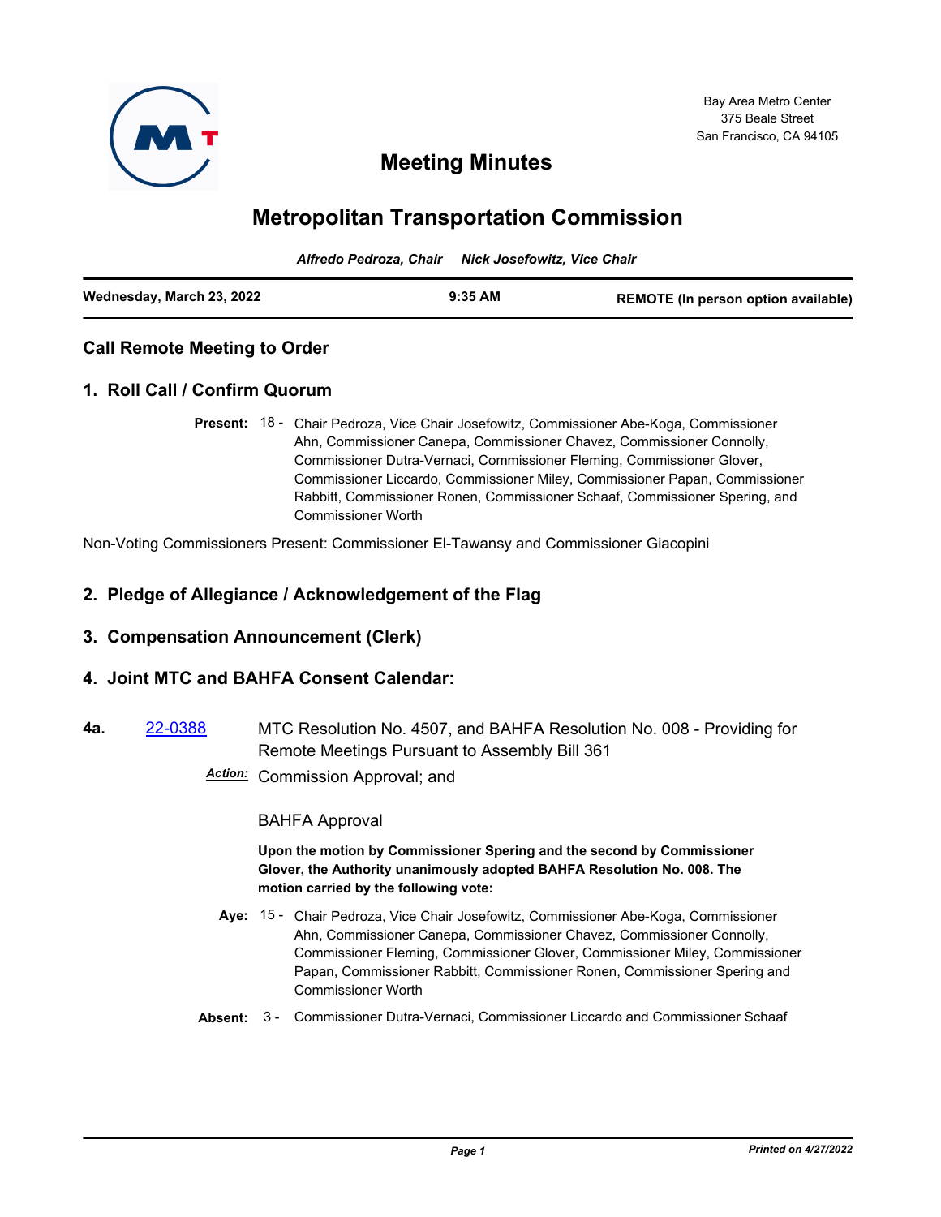Bay Area Metro Center
375 Beale Street
San Francisco, CA 94105

# Meeting Minutes

# Metropolitan Transportation Commission

*Alfredo Pedroza, Chair     Nick Josefowitz, Vice Chair*

**Wednesday, March 23, 2022     9:35 AM     REMOTE (In person option available)**

## Call Remote Meeting to Order

## 1. Roll Call / Confirm Quorum

**Present:** 18 - Chair Pedroza, Vice Chair Josefowitz, Commissioner Abe-Koga, Commissioner Ahn, Commissioner Canepa, Commissioner Chavez, Commissioner Connolly, Commissioner Dutra-Vernaci, Commissioner Fleming, Commissioner Glover, Commissioner Liccardo, Commissioner Miley, Commissioner Papan, Commissioner Rabbitt, Commissioner Ronen, Commissioner Schaaf, Commissioner Spering, and Commissioner Worth

Non-Voting Commissioners Present: Commissioner El-Tawansy and Commissioner Giacopini

## 2. Pledge of Allegiance / Acknowledgement of the Flag

## 3. Compensation Announcement (Clerk)

## 4. Joint MTC and BAHFA Consent Calendar:

**4a.** 22-0388 MTC Resolution No. 4507, and BAHFA Resolution No. 008 - Providing for Remote Meetings Pursuant to Assembly Bill 361

***Action:*** Commission Approval; and

BAHFA Approval

**Upon the motion by Commissioner Spering and the second by Commissioner Glover, the Authority unanimously adopted BAHFA Resolution No. 008. The motion carried by the following vote:**

**Aye:** 15 - Chair Pedroza, Vice Chair Josefowitz, Commissioner Abe-Koga, Commissioner Ahn, Commissioner Canepa, Commissioner Chavez, Commissioner Connolly, Commissioner Fleming, Commissioner Glover, Commissioner Miley, Commissioner Papan, Commissioner Rabbitt, Commissioner Ronen, Commissioner Spering and Commissioner Worth

**Absent:** 3 - Commissioner Dutra-Vernaci, Commissioner Liccardo and Commissioner Schaaf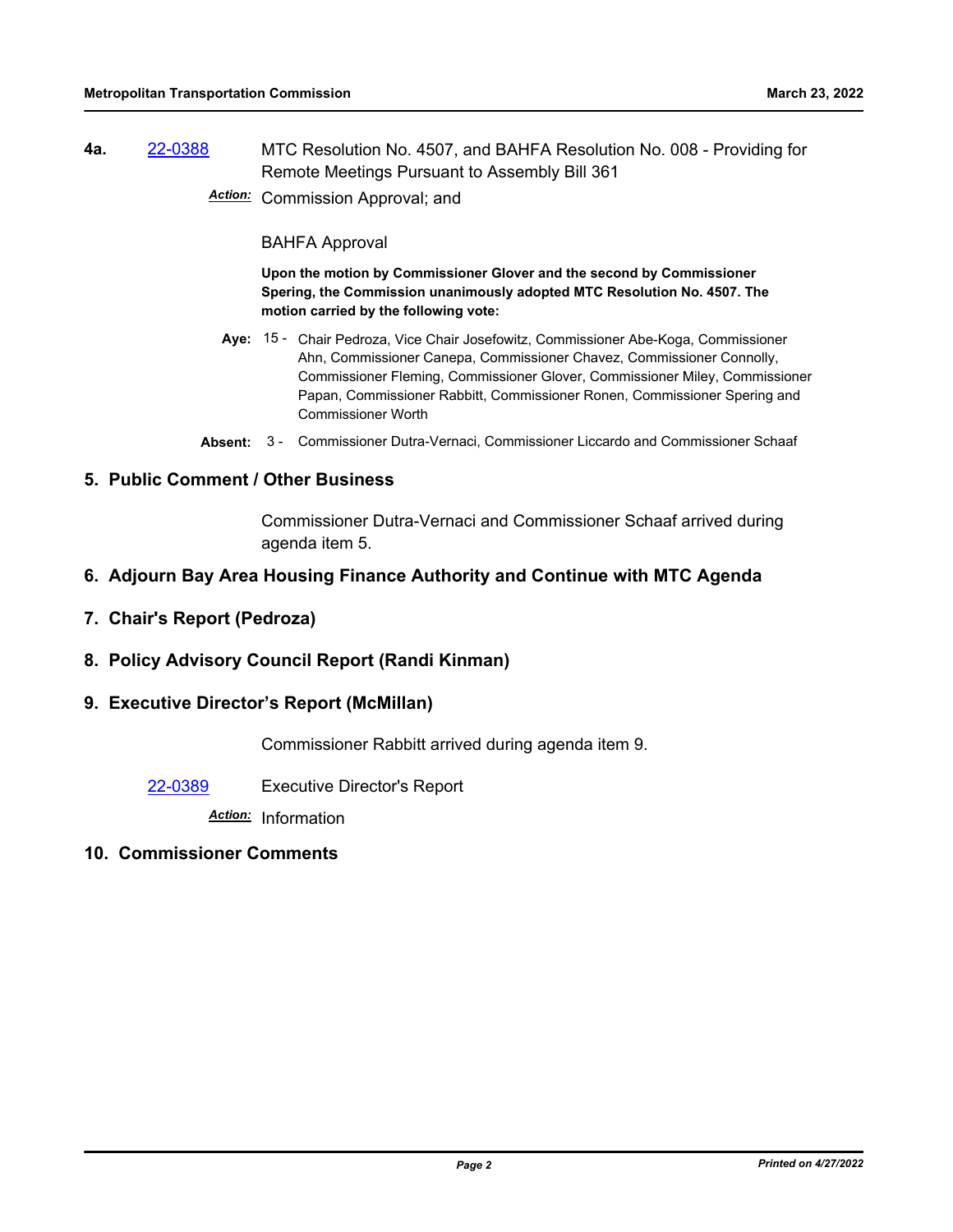**4a.** 22-0388 MTC Resolution No. 4507, and BAHFA Resolution No. 008 - Providing for Remote Meetings Pursuant to Assembly Bill 361

*Action:* Commission Approval; and

BAHFA Approval

**Upon the motion by Commissioner Glover and the second by Commissioner Spering, the Commission unanimously adopted MTC Resolution No. 4507. The motion carried by the following vote:**

**Aye:** 15 - Chair Pedroza, Vice Chair Josefowitz, Commissioner Abe-Koga, Commissioner Ahn, Commissioner Canepa, Commissioner Chavez, Commissioner Connolly, Commissioner Fleming, Commissioner Glover, Commissioner Miley, Commissioner Papan, Commissioner Rabbitt, Commissioner Ronen, Commissioner Spering and Commissioner Worth

**Absent:** 3 - Commissioner Dutra-Vernaci, Commissioner Liccardo and Commissioner Schaaf

## 5. Public Comment / Other Business

Commissioner Dutra-Vernaci and Commissioner Schaaf arrived during agenda item 5.

## 6. Adjourn Bay Area Housing Finance Authority and Continue with MTC Agenda

## 7. Chair's Report (Pedroza)

## 8. Policy Advisory Council Report (Randi Kinman)

## 9. Executive Director's Report (McMillan)

Commissioner Rabbitt arrived during agenda item 9.

22-0389 Executive Director's Report

*Action:* Information

## 10. Commissioner Comments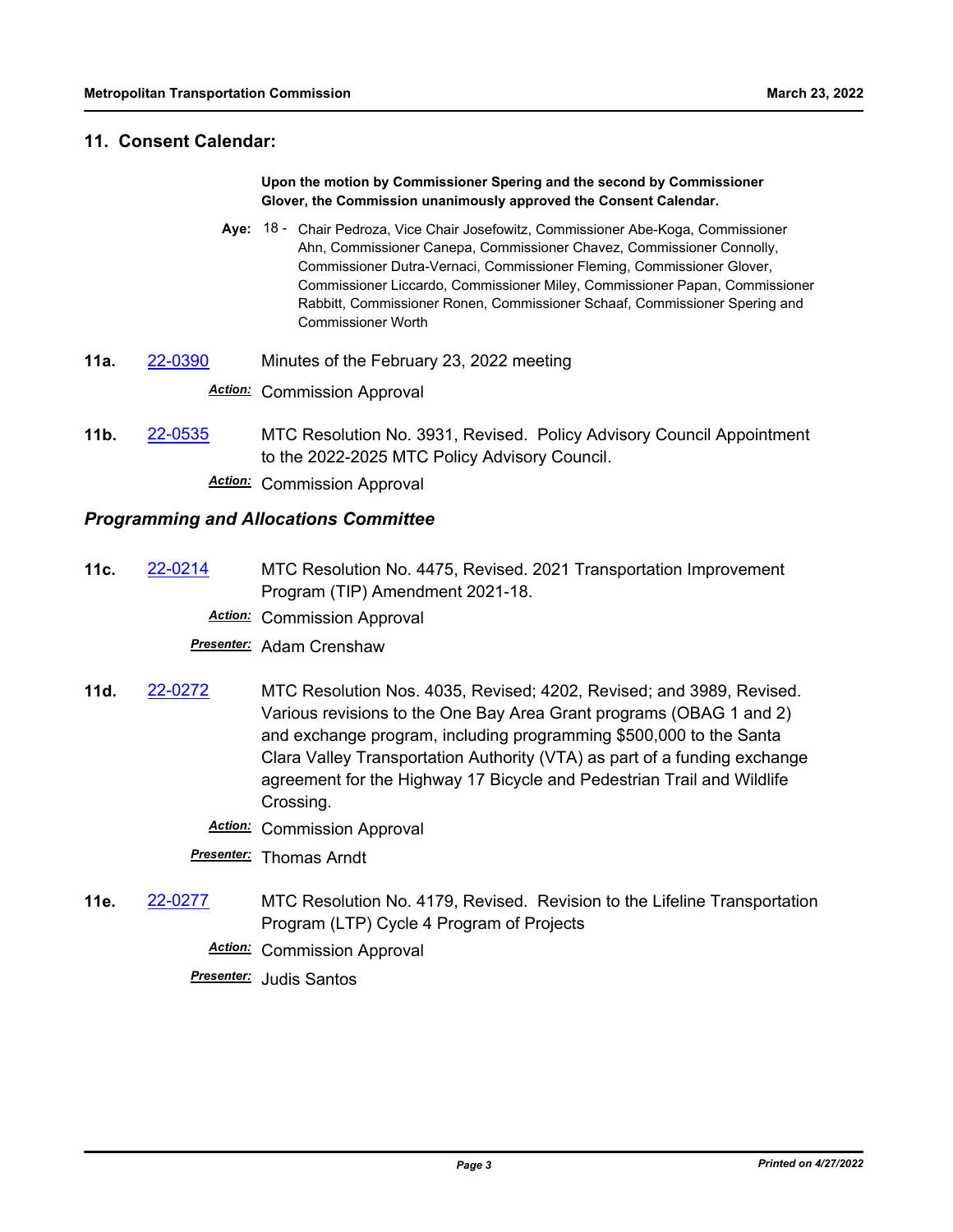## 11. Consent Calendar:

**Upon the motion by Commissioner Spering and the second by Commissioner Glover, the Commission unanimously approved the Consent Calendar.**

**Aye:** 18 - Chair Pedroza, Vice Chair Josefowitz, Commissioner Abe-Koga, Commissioner Ahn, Commissioner Canepa, Commissioner Chavez, Commissioner Connolly, Commissioner Dutra-Vernaci, Commissioner Fleming, Commissioner Glover, Commissioner Liccardo, Commissioner Miley, Commissioner Papan, Commissioner Rabbitt, Commissioner Ronen, Commissioner Schaaf, Commissioner Spering and Commissioner Worth

**11a.** 22-0390 Minutes of the February 23, 2022 meeting

***Action:*** Commission Approval

**11b.** 22-0535 MTC Resolution No. 3931, Revised. Policy Advisory Council Appointment to the 2022-2025 MTC Policy Advisory Council.

***Action:*** Commission Approval

### *Programming and Allocations Committee*

**11c.** 22-0214 MTC Resolution No. 4475, Revised. 2021 Transportation Improvement Program (TIP) Amendment 2021-18.

***Action:*** Commission Approval

***Presenter:*** Adam Crenshaw

**11d.** 22-0272 MTC Resolution Nos. 4035, Revised; 4202, Revised; and 3989, Revised. Various revisions to the One Bay Area Grant programs (OBAG 1 and 2) and exchange program, including programming $500,000 to the Santa Clara Valley Transportation Authority (VTA) as part of a funding exchange agreement for the Highway 17 Bicycle and Pedestrian Trail and Wildlife Crossing.

***Action:*** Commission Approval

***Presenter:*** Thomas Arndt

**11e.** 22-0277 MTC Resolution No. 4179, Revised. Revision to the Lifeline Transportation Program (LTP) Cycle 4 Program of Projects

***Action:*** Commission Approval

***Presenter:*** Judis Santos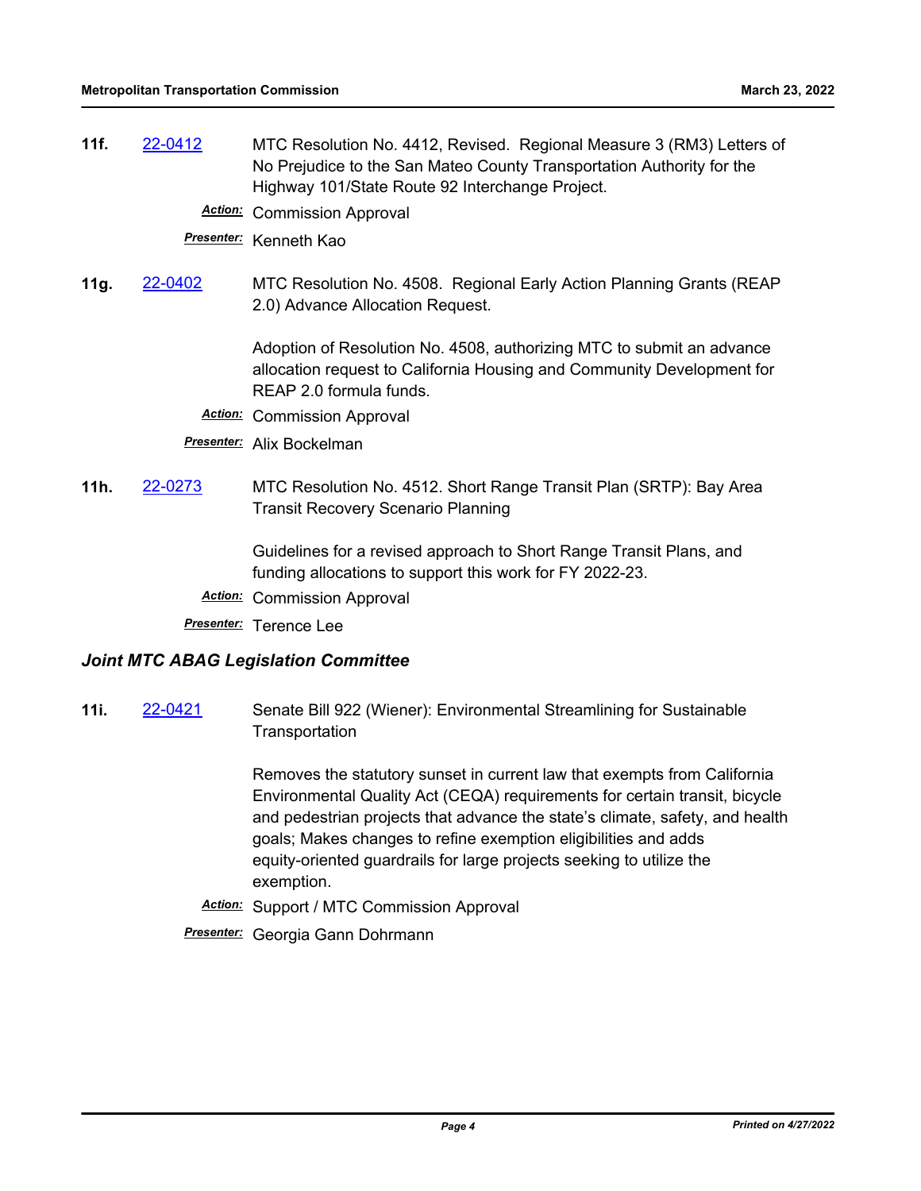**11f.** 22-0412 MTC Resolution No. 4412, Revised. Regional Measure 3 (RM3) Letters of No Prejudice to the San Mateo County Transportation Authority for the Highway 101/State Route 92 Interchange Project.

***Action:*** Commission Approval

***Presenter:*** Kenneth Kao

**11g.** 22-0402 MTC Resolution No. 4508. Regional Early Action Planning Grants (REAP 2.0) Advance Allocation Request.

Adoption of Resolution No. 4508, authorizing MTC to submit an advance allocation request to California Housing and Community Development for REAP 2.0 formula funds.

***Action:*** Commission Approval

***Presenter:*** Alix Bockelman

**11h.** 22-0273 MTC Resolution No. 4512. Short Range Transit Plan (SRTP): Bay Area Transit Recovery Scenario Planning

Guidelines for a revised approach to Short Range Transit Plans, and funding allocations to support this work for FY 2022-23.

***Action:*** Commission Approval

***Presenter:*** Terence Lee

### *Joint MTC ABAG Legislation Committee*

**11i.** 22-0421 Senate Bill 922 (Wiener): Environmental Streamlining for Sustainable Transportation

Removes the statutory sunset in current law that exempts from California Environmental Quality Act (CEQA) requirements for certain transit, bicycle and pedestrian projects that advance the state's climate, safety, and health goals; Makes changes to refine exemption eligibilities and adds equity-oriented guardrails for large projects seeking to utilize the exemption.

***Action:*** Support / MTC Commission Approval

***Presenter:*** Georgia Gann Dohrmann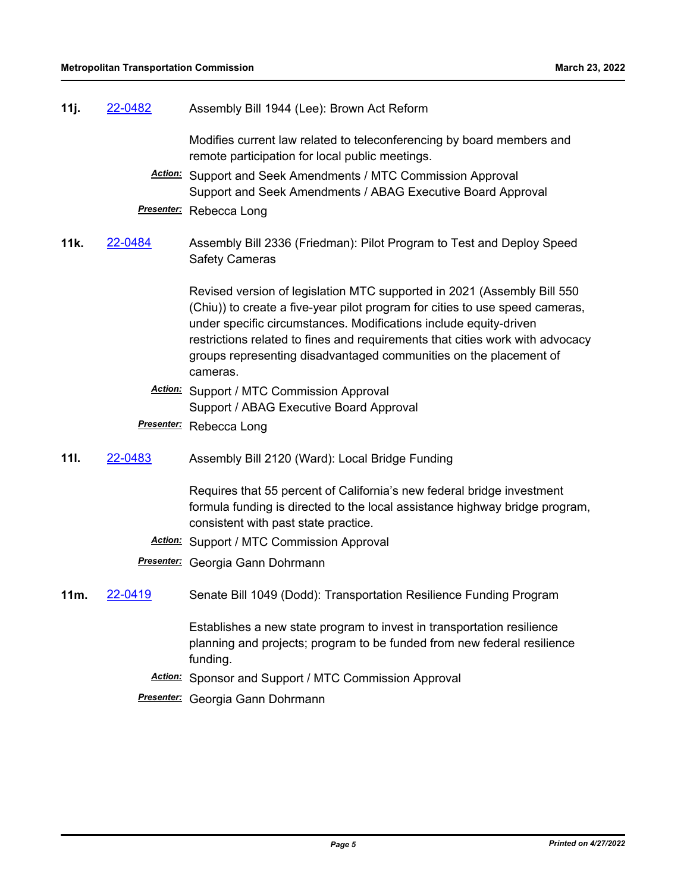**11j.** 22-0482 Assembly Bill 1944 (Lee): Brown Act Reform

Modifies current law related to teleconferencing by board members and remote participation for local public meetings.

***Action:*** Support and Seek Amendments / MTC Commission Approval
Support and Seek Amendments / ABAG Executive Board Approval

***Presenter:*** Rebecca Long

**11k.** 22-0484 Assembly Bill 2336 (Friedman): Pilot Program to Test and Deploy Speed Safety Cameras

Revised version of legislation MTC supported in 2021 (Assembly Bill 550 (Chiu)) to create a five-year pilot program for cities to use speed cameras, under specific circumstances. Modifications include equity-driven restrictions related to fines and requirements that cities work with advocacy groups representing disadvantaged communities on the placement of cameras.

***Action:*** Support / MTC Commission Approval
Support / ABAG Executive Board Approval

***Presenter:*** Rebecca Long

**11l.** 22-0483 Assembly Bill 2120 (Ward): Local Bridge Funding

Requires that 55 percent of California's new federal bridge investment formula funding is directed to the local assistance highway bridge program, consistent with past state practice.

***Action:*** Support / MTC Commission Approval

***Presenter:*** Georgia Gann Dohrmann

**11m.** 22-0419 Senate Bill 1049 (Dodd): Transportation Resilience Funding Program

Establishes a new state program to invest in transportation resilience planning and projects; program to be funded from new federal resilience funding.

***Action:*** Sponsor and Support / MTC Commission Approval

***Presenter:*** Georgia Gann Dohrmann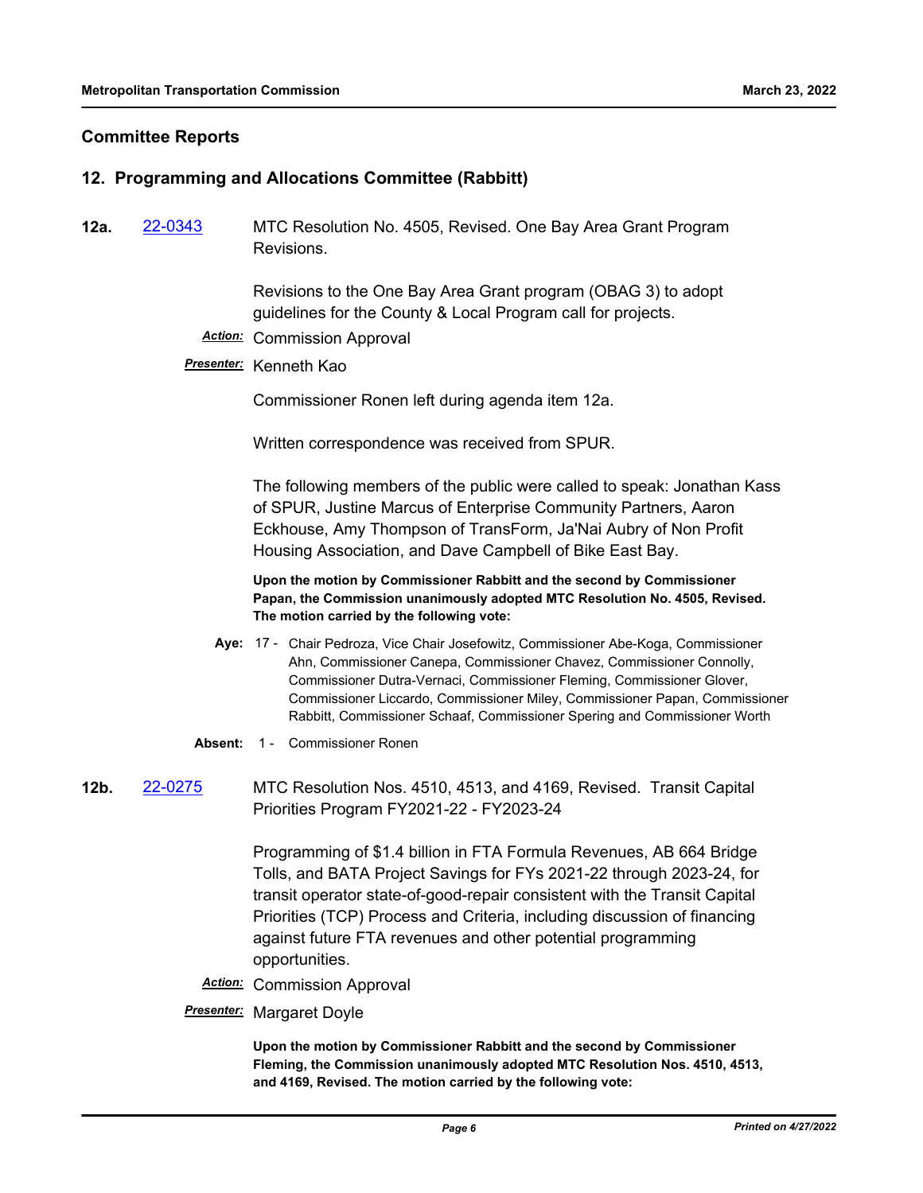## Committee Reports

### 12. Programming and Allocations Committee (Rabbitt)

**12a.** 22-0343

MTC Resolution No. 4505, Revised. One Bay Area Grant Program Revisions.

Revisions to the One Bay Area Grant program (OBAG 3) to adopt guidelines for the County & Local Program call for projects.

***Action:*** Commission Approval

***Presenter:*** Kenneth Kao

Commissioner Ronen left during agenda item 12a.

Written correspondence was received from SPUR.

The following members of the public were called to speak: Jonathan Kass of SPUR, Justine Marcus of Enterprise Community Partners, Aaron Eckhouse, Amy Thompson of TransForm, Ja'Nai Aubry of Non Profit Housing Association, and Dave Campbell of Bike East Bay.

**Upon the motion by Commissioner Rabbitt and the second by Commissioner Papan, the Commission unanimously adopted MTC Resolution No. 4505, Revised. The motion carried by the following vote:**

**Aye:** 17 - Chair Pedroza, Vice Chair Josefowitz, Commissioner Abe-Koga, Commissioner Ahn, Commissioner Canepa, Commissioner Chavez, Commissioner Connolly, Commissioner Dutra-Vernaci, Commissioner Fleming, Commissioner Glover, Commissioner Liccardo, Commissioner Miley, Commissioner Papan, Commissioner Rabbitt, Commissioner Schaaf, Commissioner Spering and Commissioner Worth

**Absent:** 1 - Commissioner Ronen

**12b.** 22-0275

MTC Resolution Nos. 4510, 4513, and 4169, Revised. Transit Capital Priorities Program FY2021-22 - FY2023-24

Programming of $1.4 billion in FTA Formula Revenues, AB 664 Bridge Tolls, and BATA Project Savings for FYs 2021-22 through 2023-24, for transit operator state-of-good-repair consistent with the Transit Capital Priorities (TCP) Process and Criteria, including discussion of financing against future FTA revenues and other potential programming opportunities.

***Action:*** Commission Approval

***Presenter:*** Margaret Doyle

**Upon the motion by Commissioner Rabbitt and the second by Commissioner Fleming, the Commission unanimously adopted MTC Resolution Nos. 4510, 4513, and 4169, Revised. The motion carried by the following vote:**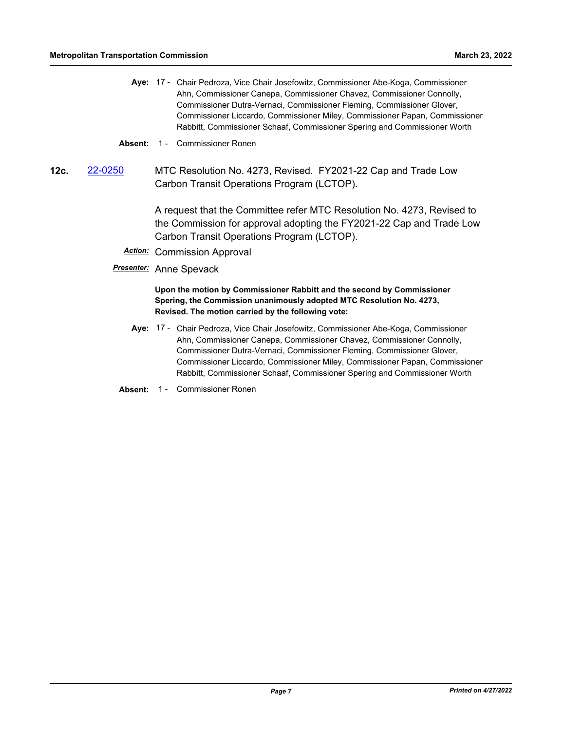**Aye:** 17 - Chair Pedroza, Vice Chair Josefowitz, Commissioner Abe-Koga, Commissioner Ahn, Commissioner Canepa, Commissioner Chavez, Commissioner Connolly, Commissioner Dutra-Vernaci, Commissioner Fleming, Commissioner Glover, Commissioner Liccardo, Commissioner Miley, Commissioner Papan, Commissioner Rabbitt, Commissioner Schaaf, Commissioner Spering and Commissioner Worth

**Absent:** 1 - Commissioner Ronen

**12c.** [22-0250] MTC Resolution No. 4273, Revised. FY2021-22 Cap and Trade Low Carbon Transit Operations Program (LCTOP).

A request that the Committee refer MTC Resolution No. 4273, Revised to the Commission for approval adopting the FY2021-22 Cap and Trade Low Carbon Transit Operations Program (LCTOP).

***Action:*** Commission Approval

***Presenter:*** Anne Spevack

**Upon the motion by Commissioner Rabbitt and the second by Commissioner Spering, the Commission unanimously adopted MTC Resolution No. 4273, Revised. The motion carried by the following vote:**

**Aye:** 17 - Chair Pedroza, Vice Chair Josefowitz, Commissioner Abe-Koga, Commissioner Ahn, Commissioner Canepa, Commissioner Chavez, Commissioner Connolly, Commissioner Dutra-Vernaci, Commissioner Fleming, Commissioner Glover, Commissioner Liccardo, Commissioner Miley, Commissioner Papan, Commissioner Rabbitt, Commissioner Schaaf, Commissioner Spering and Commissioner Worth

**Absent:** 1 - Commissioner Ronen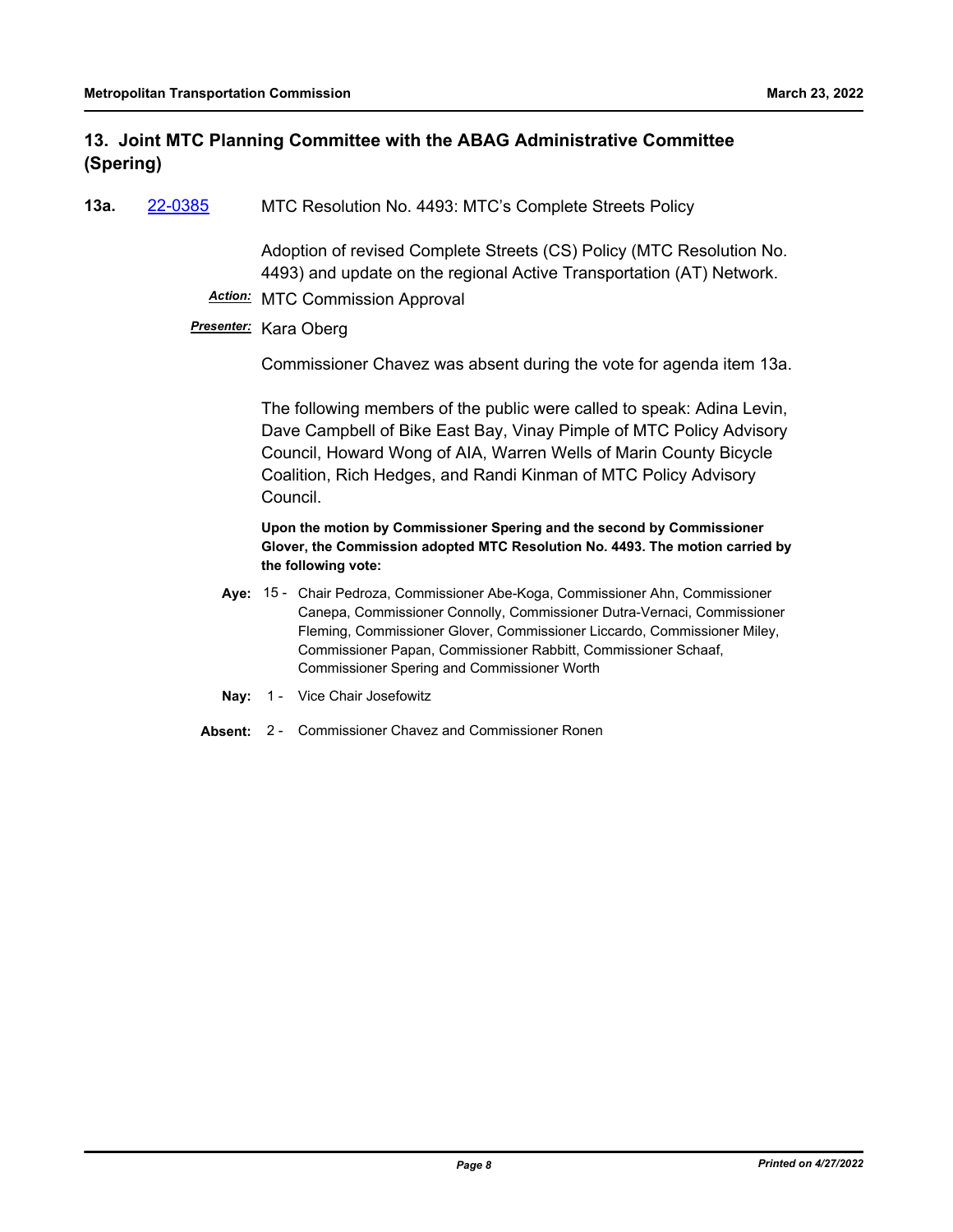## 13. Joint MTC Planning Committee with the ABAG Administrative Committee (Spering)

**13a.** 22-0385 MTC Resolution No. 4493: MTC's Complete Streets Policy

Adoption of revised Complete Streets (CS) Policy (MTC Resolution No. 4493) and update on the regional Active Transportation (AT) Network.

***Action:*** MTC Commission Approval

***Presenter:*** Kara Oberg

Commissioner Chavez was absent during the vote for agenda item 13a.

The following members of the public were called to speak: Adina Levin, Dave Campbell of Bike East Bay, Vinay Pimple of MTC Policy Advisory Council, Howard Wong of AIA, Warren Wells of Marin County Bicycle Coalition, Rich Hedges, and Randi Kinman of MTC Policy Advisory Council.

**Upon the motion by Commissioner Spering and the second by Commissioner Glover, the Commission adopted MTC Resolution No. 4493. The motion carried by the following vote:**

**Aye:** 15 - Chair Pedroza, Commissioner Abe-Koga, Commissioner Ahn, Commissioner Canepa, Commissioner Connolly, Commissioner Dutra-Vernaci, Commissioner Fleming, Commissioner Glover, Commissioner Liccardo, Commissioner Miley, Commissioner Papan, Commissioner Rabbitt, Commissioner Schaaf, Commissioner Spering and Commissioner Worth

**Nay:** 1 - Vice Chair Josefowitz

**Absent:** 2 - Commissioner Chavez and Commissioner Ronen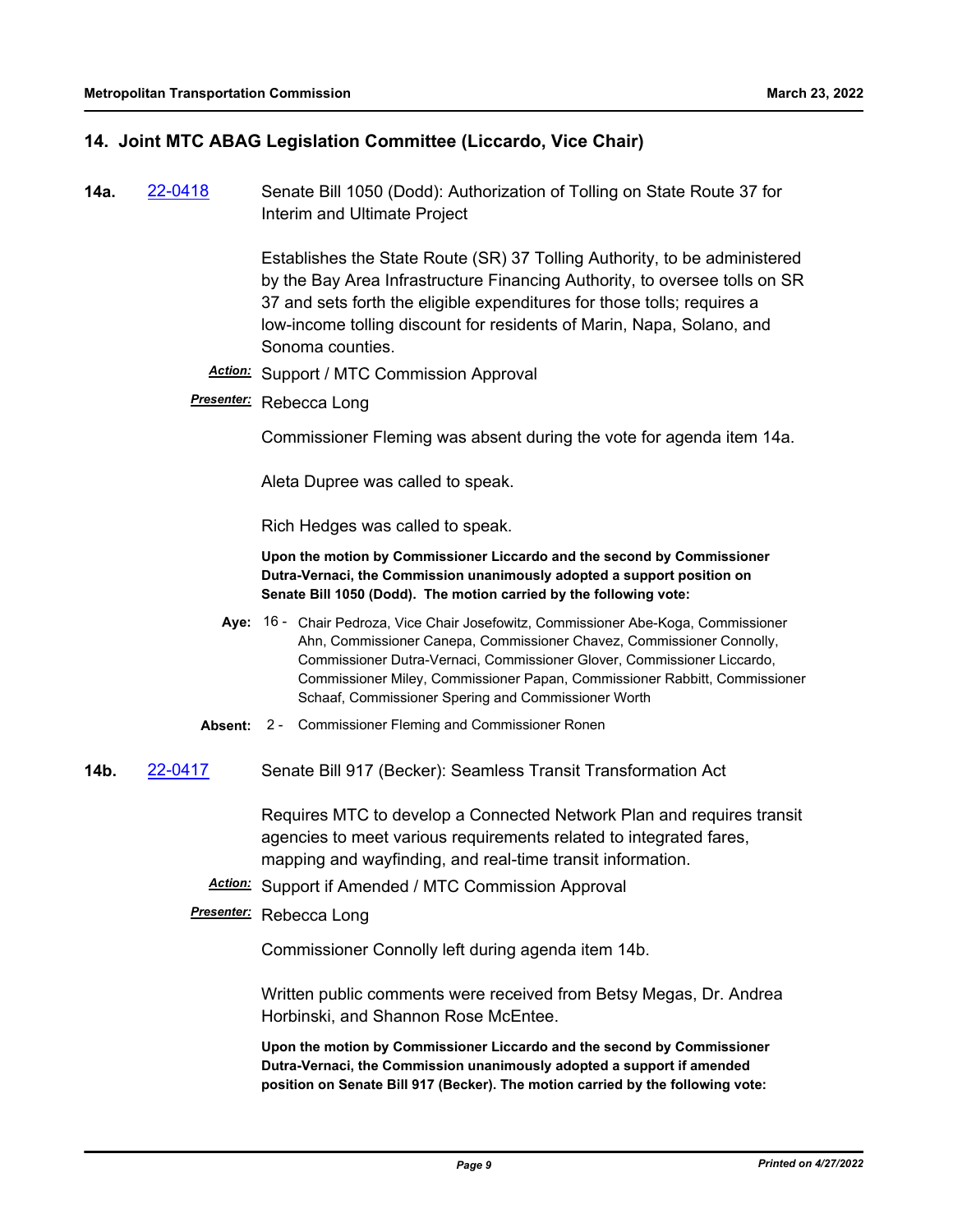## 14. Joint MTC ABAG Legislation Committee (Liccardo, Vice Chair)

**14a.** [22-0418](22-0418) Senate Bill 1050 (Dodd): Authorization of Tolling on State Route 37 for Interim and Ultimate Project

Establishes the State Route (SR) 37 Tolling Authority, to be administered by the Bay Area Infrastructure Financing Authority, to oversee tolls on SR 37 and sets forth the eligible expenditures for those tolls; requires a low-income tolling discount for residents of Marin, Napa, Solano, and Sonoma counties.

***Action:*** Support / MTC Commission Approval

***Presenter:*** Rebecca Long

Commissioner Fleming was absent during the vote for agenda item 14a.

Aleta Dupree was called to speak.

Rich Hedges was called to speak.

**Upon the motion by Commissioner Liccardo and the second by Commissioner Dutra-Vernaci, the Commission unanimously adopted a support position on Senate Bill 1050 (Dodd). The motion carried by the following vote:**

**Aye:** 16 - Chair Pedroza, Vice Chair Josefowitz, Commissioner Abe-Koga, Commissioner Ahn, Commissioner Canepa, Commissioner Chavez, Commissioner Connolly, Commissioner Dutra-Vernaci, Commissioner Glover, Commissioner Liccardo, Commissioner Miley, Commissioner Papan, Commissioner Rabbitt, Commissioner Schaaf, Commissioner Spering and Commissioner Worth

**Absent:** 2 - Commissioner Fleming and Commissioner Ronen

**14b.** [22-0417](22-0417) Senate Bill 917 (Becker): Seamless Transit Transformation Act

Requires MTC to develop a Connected Network Plan and requires transit agencies to meet various requirements related to integrated fares, mapping and wayfinding, and real-time transit information.

***Action:*** Support if Amended / MTC Commission Approval

***Presenter:*** Rebecca Long

Commissioner Connolly left during agenda item 14b.

Written public comments were received from Betsy Megas, Dr. Andrea Horbinski, and Shannon Rose McEntee.

**Upon the motion by Commissioner Liccardo and the second by Commissioner Dutra-Vernaci, the Commission unanimously adopted a support if amended position on Senate Bill 917 (Becker). The motion carried by the following vote:**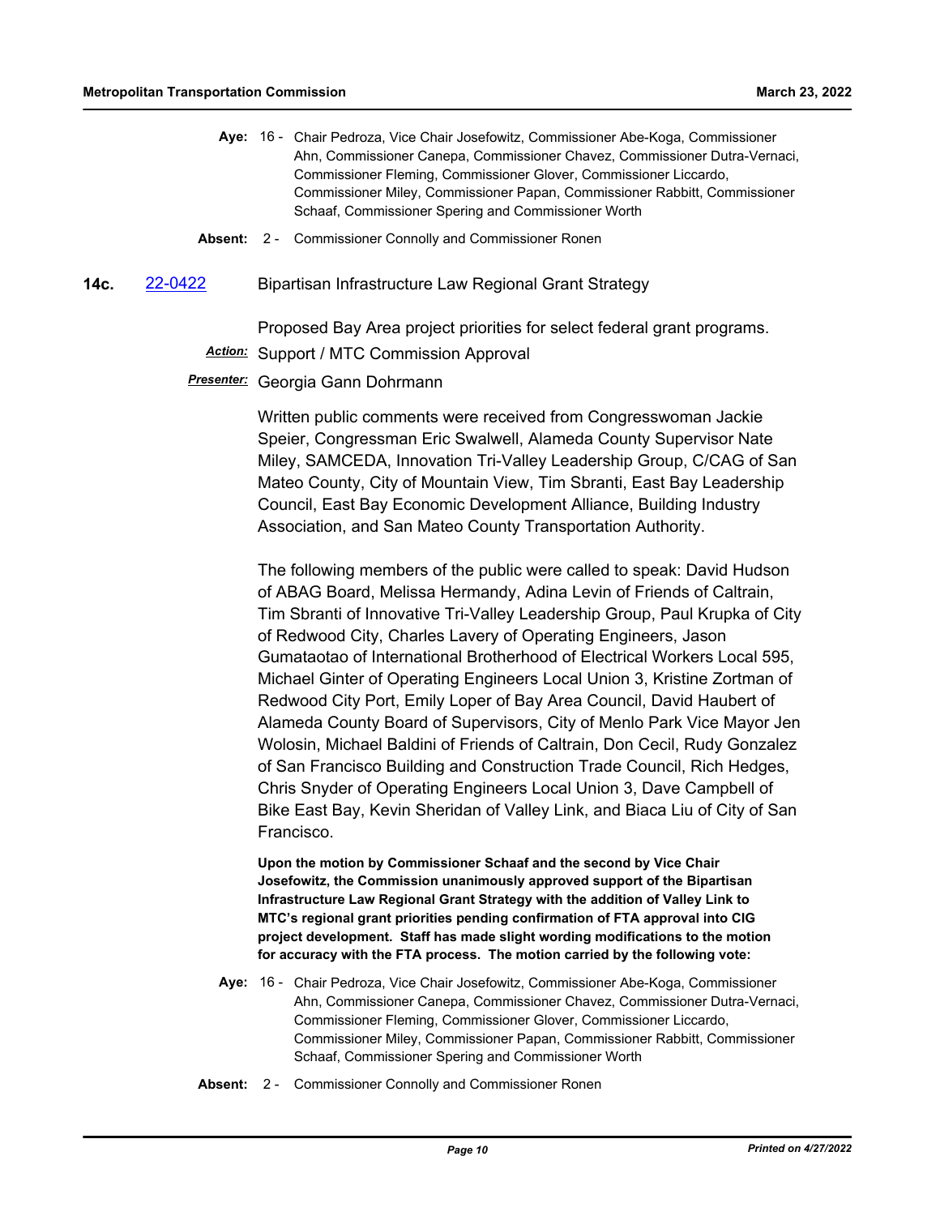**Aye:** 16 - Chair Pedroza, Vice Chair Josefowitz, Commissioner Abe-Koga, Commissioner Ahn, Commissioner Canepa, Commissioner Chavez, Commissioner Dutra-Vernaci, Commissioner Fleming, Commissioner Glover, Commissioner Liccardo, Commissioner Miley, Commissioner Papan, Commissioner Rabbitt, Commissioner Schaaf, Commissioner Spering and Commissioner Worth

**Absent:** 2 - Commissioner Connolly and Commissioner Ronen

**14c.** 22-0422 Bipartisan Infrastructure Law Regional Grant Strategy

Proposed Bay Area project priorities for select federal grant programs.

***Action:*** Support / MTC Commission Approval

***Presenter:*** Georgia Gann Dohrmann

Written public comments were received from Congresswoman Jackie Speier, Congressman Eric Swalwell, Alameda County Supervisor Nate Miley, SAMCEDA, Innovation Tri-Valley Leadership Group, C/CAG of San Mateo County, City of Mountain View, Tim Sbranti, East Bay Leadership Council, East Bay Economic Development Alliance, Building Industry Association, and San Mateo County Transportation Authority.

The following members of the public were called to speak: David Hudson of ABAG Board, Melissa Hermandy, Adina Levin of Friends of Caltrain, Tim Sbranti of Innovative Tri-Valley Leadership Group, Paul Krupka of City of Redwood City, Charles Lavery of Operating Engineers, Jason Gumataotao of International Brotherhood of Electrical Workers Local 595, Michael Ginter of Operating Engineers Local Union 3, Kristine Zortman of Redwood City Port, Emily Loper of Bay Area Council, David Haubert of Alameda County Board of Supervisors, City of Menlo Park Vice Mayor Jen Wolosin, Michael Baldini of Friends of Caltrain, Don Cecil, Rudy Gonzalez of San Francisco Building and Construction Trade Council, Rich Hedges, Chris Snyder of Operating Engineers Local Union 3, Dave Campbell of Bike East Bay, Kevin Sheridan of Valley Link, and Biaca Liu of City of San Francisco.

**Upon the motion by Commissioner Schaaf and the second by Vice Chair Josefowitz, the Commission unanimously approved support of the Bipartisan Infrastructure Law Regional Grant Strategy with the addition of Valley Link to MTC's regional grant priorities pending confirmation of FTA approval into CIG project development. Staff has made slight wording modifications to the motion for accuracy with the FTA process. The motion carried by the following vote:**

**Aye:** 16 - Chair Pedroza, Vice Chair Josefowitz, Commissioner Abe-Koga, Commissioner Ahn, Commissioner Canepa, Commissioner Chavez, Commissioner Dutra-Vernaci, Commissioner Fleming, Commissioner Glover, Commissioner Liccardo, Commissioner Miley, Commissioner Papan, Commissioner Rabbitt, Commissioner Schaaf, Commissioner Spering and Commissioner Worth

**Absent:** 2 - Commissioner Connolly and Commissioner Ronen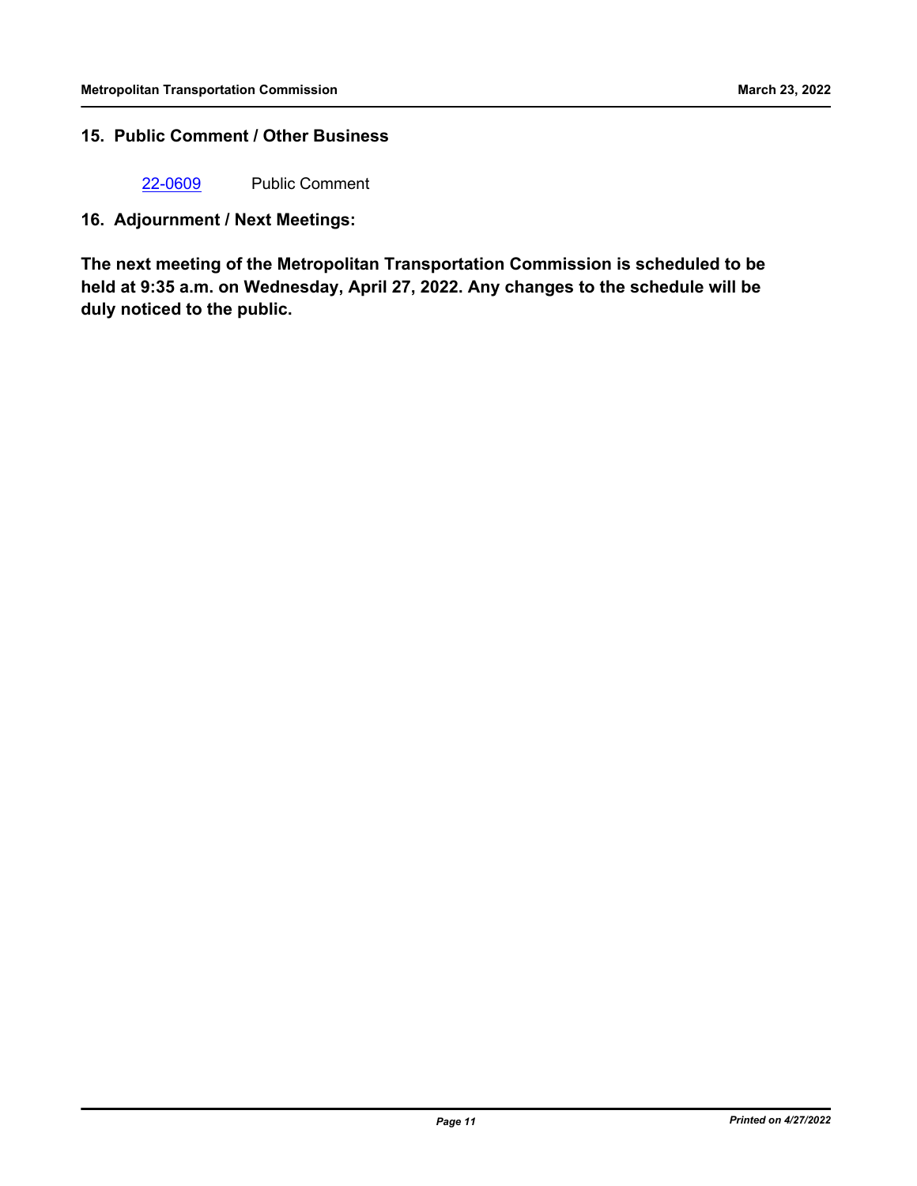## 15. Public Comment / Other Business

22-0609 Public Comment

## 16. Adjournment / Next Meetings:

**The next meeting of the Metropolitan Transportation Commission is scheduled to be held at 9:35 a.m. on Wednesday, April 27, 2022. Any changes to the schedule will be duly noticed to the public.**